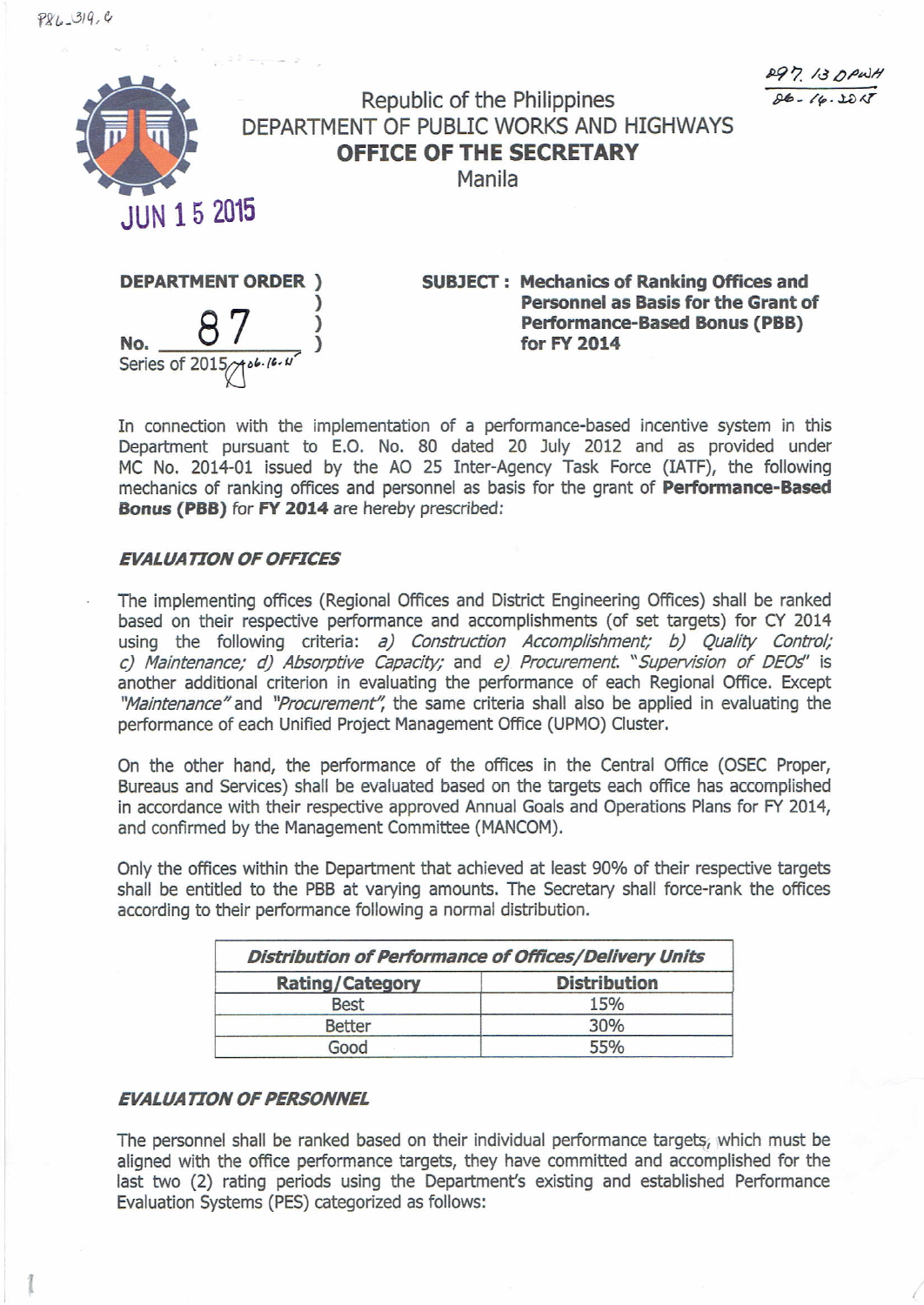Republic of the Philippines
DEPARTMENT OF PUBLIC WORKS AND HIGHWAYS
**OFFICE OF THE SECRETARY**
Manila

JUN 15 2015

**DEPARTMENT ORDER**
No. 87
Series of 2015

**SUBJECT : Mechanics of Ranking Offices and Personnel as Basis for the Grant of Performance-Based Bonus (PBB) for FY 2014**

In connection with the implementation of a performance-based incentive system in this Department pursuant to E.O. No. 80 dated 20 July 2012 and as provided under MC No. 2014-01 issued by the AO 25 Inter-Agency Task Force (IATF), the following mechanics of ranking offices and personnel as basis for the grant of **Performance-Based Bonus (PBB)** for **FY 2014** are hereby prescribed:

***EVALUATION OF OFFICES***

The implementing offices (Regional Offices and District Engineering Offices) shall be ranked based on their respective performance and accomplishments (of set targets) for CY 2014 using the following criteria: *a) Construction Accomplishment; b) Quality Control; c) Maintenance; d) Absorptive Capacity;* and *e) Procurement. "Supervision of DEOs"* is another additional criterion in evaluating the performance of each Regional Office. Except *"Maintenance"* and *"Procurement"*, the same criteria shall also be applied in evaluating the performance of each Unified Project Management Office (UPMO) Cluster.

On the other hand, the performance of the offices in the Central Office (OSEC Proper, Bureaus and Services) shall be evaluated based on the targets each office has accomplished in accordance with their respective approved Annual Goals and Operations Plans for FY 2014, and confirmed by the Management Committee (MANCOM).

Only the offices within the Department that achieved at least 90% of their respective targets shall be entitled to the PBB at varying amounts. The Secretary shall force-rank the offices according to their performance following a normal distribution.

| ***Distribution of Performance of Offices/Delivery Units*** | |
|---|---|
| **Rating/Category** | **Distribution** |
| Best | 15% |
| Better | 30% |
| Good | 55% |

***EVALUATION OF PERSONNEL***

The personnel shall be ranked based on their individual performance targets, which must be aligned with the office performance targets, they have committed and accomplished for the last two (2) rating periods using the Department's existing and established Performance Evaluation Systems (PES) categorized as follows: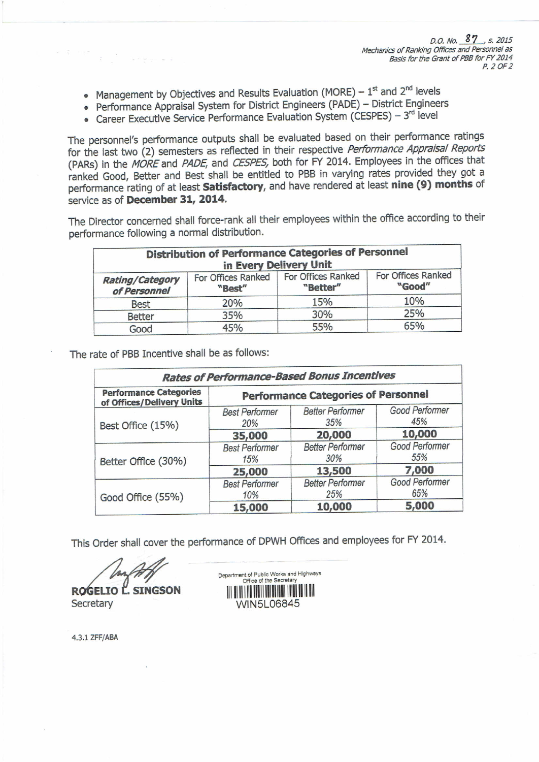- Management by Objectives and Results Evaluation (MORE) – 1st and 2nd levels
- Performance Appraisal System for District Engineers (PADE) – District Engineers
- Career Executive Service Performance Evaluation System (CESPES) – 3rd level

The personnel's performance outputs shall be evaluated based on their performance ratings for the last two (2) semesters as reflected in their respective *Performance Appraisal Reports* (PARs) in the *MORE* and *PADE*, and *CESPES*, both for FY 2014. Employees in the offices that ranked Good, Better and Best shall be entitled to PBB in varying rates provided they got a performance rating of at least **Satisfactory**, and have rendered at least **nine (9) months** of service as of **December 31, 2014.**

The Director concerned shall force-rank all their employees within the office according to their performance following a normal distribution.

| **Distribution of Performance Categories of Personnel in Every Delivery Unit** | | | |
|---|---|---|---|
| ***Rating/Category of Personnel*** | For Offices Ranked "Best" | For Offices Ranked "Better" | For Offices Ranked "Good" |
| Best | 20% | 15% | 10% |
| Better | 35% | 30% | 25% |
| Good | 45% | 55% | 65% |

The rate of PBB Incentive shall be as follows:

| ***Rates of Performance-Based Bonus Incentives*** | | | |
|---|---|---|---|
| **Performance Categories of Offices/Delivery Units** | **Performance Categories of Personnel** | | |
| Best Office (15%) | *Best Performer 20%* | *Better Performer 35%* | *Good Performer 45%* |
| | **35,000** | **20,000** | **10,000** |
| Better Office (30%) | *Best Performer 15%* | *Better Performer 30%* | *Good Performer 55%* |
| | **25,000** | **13,500** | **7,000** |
| Good Office (55%) | *Best Performer 10%* | *Better Performer 25%* | *Good Performer 65%* |
| | **15,000** | **10,000** | **5,000** |

This Order shall cover the performance of DPWH Offices and employees for FY 2014.

**ROGELIO L. SINGSON**
Secretary

Department of Public Works and Highways
Office of the Secretary
WIN5L06845

4.3.1 ZFF/ABA